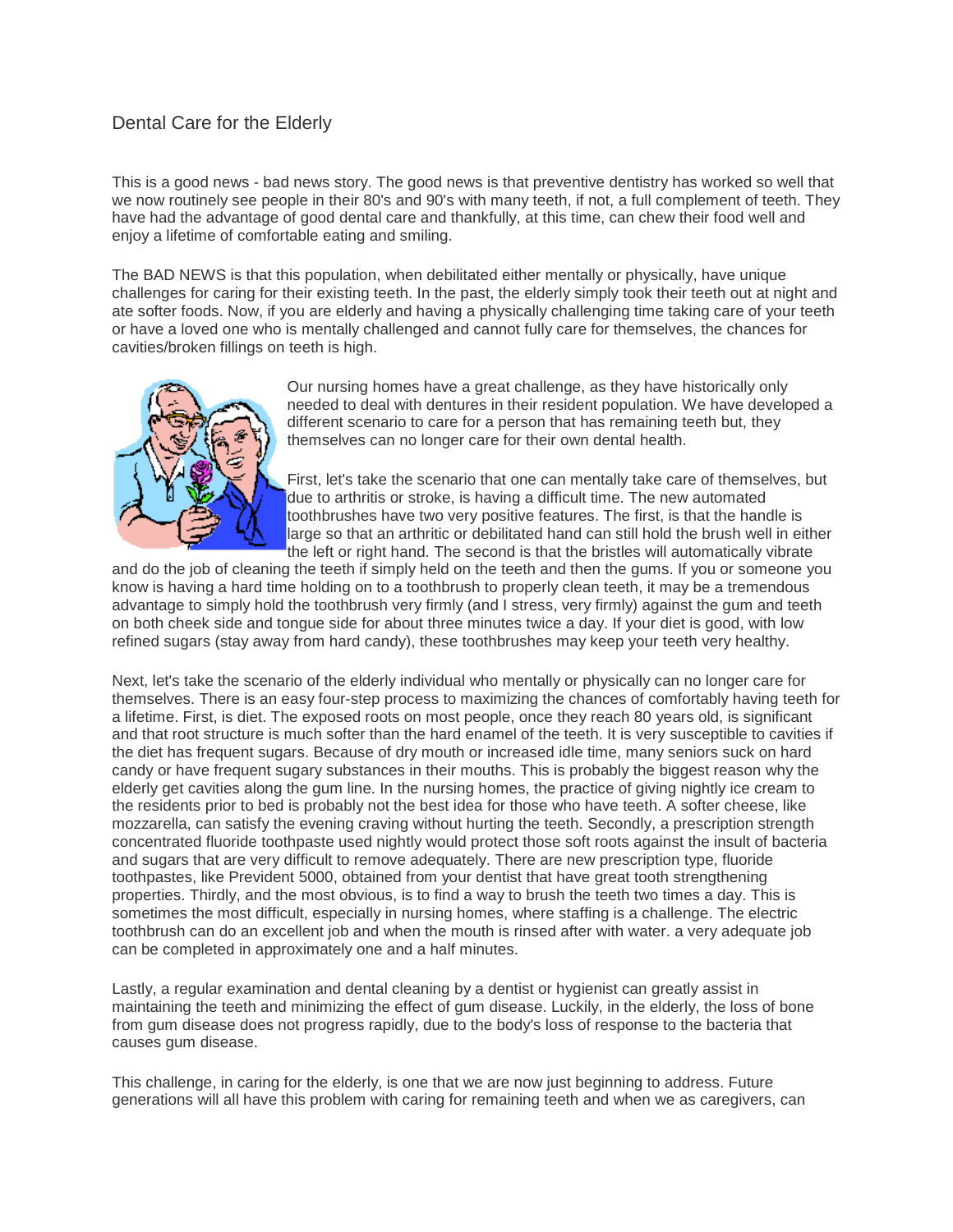# Dental Care for the Elderly

This is a good news - bad news story. The good news is that preventive dentistry has worked so well that we now routinely see people in their 80's and 90's with many teeth, if not, a full complement of teeth. They have had the advantage of good dental care and thankfully, at this time, can chew their food well and enjoy a lifetime of comfortable eating and smiling.

The BAD NEWS is that this population, when debilitated either mentally or physically, have unique challenges for caring for their existing teeth. In the past, the elderly simply took their teeth out at night and ate softer foods. Now, if you are elderly and having a physically challenging time taking care of your teeth or have a loved one who is mentally challenged and cannot fully care for themselves, the chances for cavities/broken fillings on teeth is high.

Our nursing homes have a great challenge, as they have historically only needed to deal with dentures in their resident population. We have developed a different scenario to care for a person that has remaining teeth but, they themselves can no longer care for their own dental health.

First, let's take the scenario that one can mentally take care of themselves, but due to arthritis or stroke, is having a difficult time. The new automated toothbrushes have two very positive features. The first, is that the handle is large so that an arthritic or debilitated hand can still hold the brush well in either the left or right hand. The second is that the bristles will automatically vibrate and do the job of cleaning the teeth if simply held on the teeth and then the gums. If you or someone you know is having a hard time holding on to a toothbrush to properly clean teeth, it may be a tremendous advantage to simply hold the toothbrush very firmly (and I stress, very firmly) against the gum and teeth on both cheek side and tongue side for about three minutes twice a day. If your diet is good, with low refined sugars (stay away from hard candy), these toothbrushes may keep your teeth very healthy.

Next, let's take the scenario of the elderly individual who mentally or physically can no longer care for themselves. There is an easy four-step process to maximizing the chances of comfortably having teeth for a lifetime. First, is diet. The exposed roots on most people, once they reach 80 years old, is significant and that root structure is much softer than the hard enamel of the teeth. It is very susceptible to cavities if the diet has frequent sugars. Because of dry mouth or increased idle time, many seniors suck on hard candy or have frequent sugary substances in their mouths. This is probably the biggest reason why the elderly get cavities along the gum line. In the nursing homes, the practice of giving nightly ice cream to the residents prior to bed is probably not the best idea for those who have teeth. A softer cheese, like mozzarella, can satisfy the evening craving without hurting the teeth. Secondly, a prescription strength concentrated fluoride toothpaste used nightly would protect those soft roots against the insult of bacteria and sugars that are very difficult to remove adequately. There are new prescription type, fluoride toothpastes, like Prevident 5000, obtained from your dentist that have great tooth strengthening properties. Thirdly, and the most obvious, is to find a way to brush the teeth two times a day. This is sometimes the most difficult, especially in nursing homes, where staffing is a challenge. The electric toothbrush can do an excellent job and when the mouth is rinsed after with water. a very adequate job can be completed in approximately one and a half minutes.

Lastly, a regular examination and dental cleaning by a dentist or hygienist can greatly assist in maintaining the teeth and minimizing the effect of gum disease. Luckily, in the elderly, the loss of bone from gum disease does not progress rapidly, due to the body's loss of response to the bacteria that causes gum disease.

This challenge, in caring for the elderly, is one that we are now just beginning to address. Future generations will all have this problem with caring for remaining teeth and when we as caregivers, can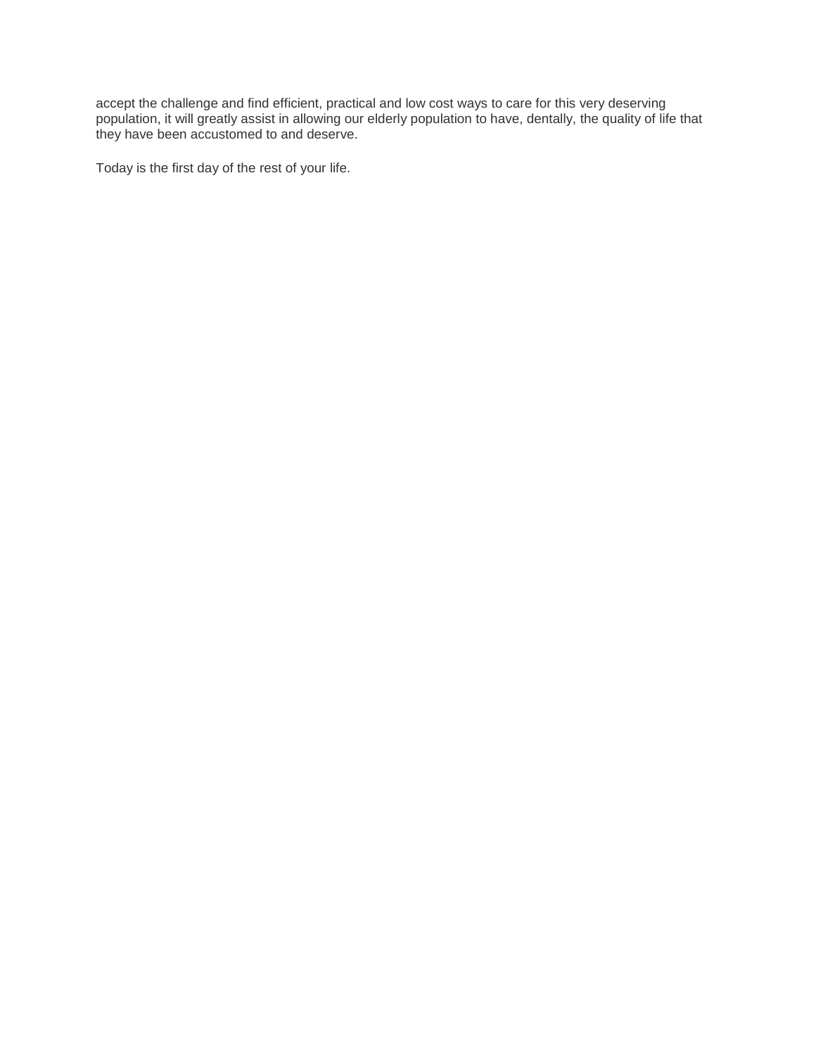accept the challenge and find efficient, practical and low cost ways to care for this very deserving population, it will greatly assist in allowing our elderly population to have, dentally, the quality of life that they have been accustomed to and deserve.

Today is the first day of the rest of your life.